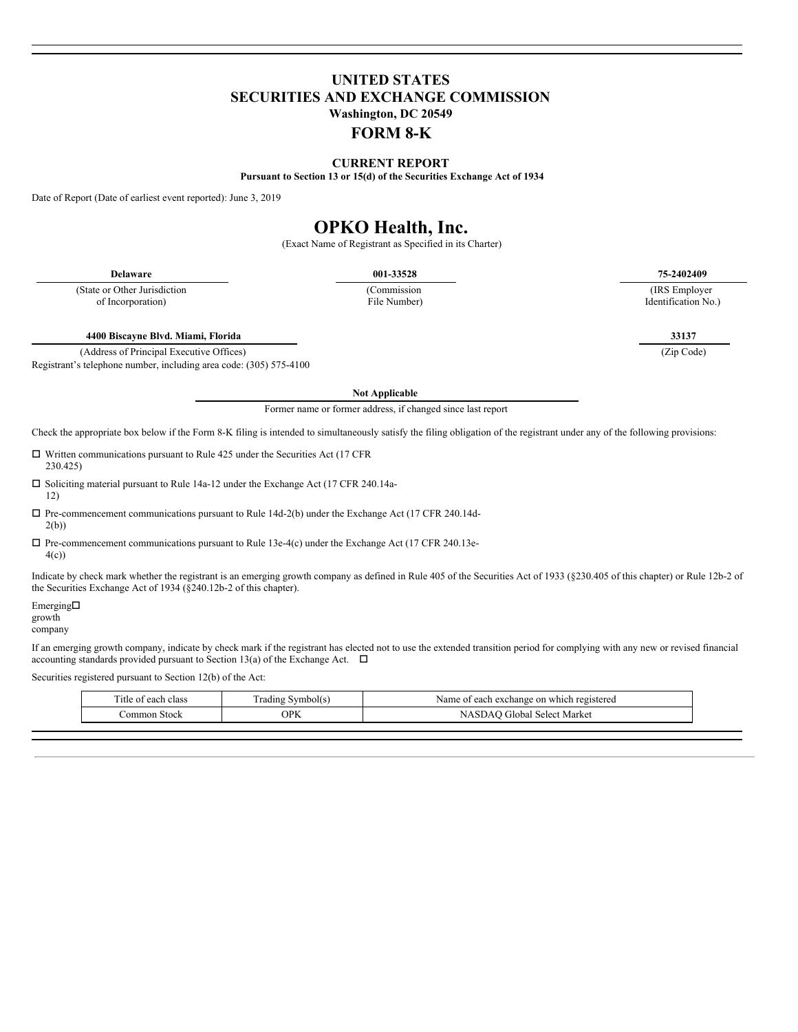# UNITED STATES
# SECURITIES AND EXCHANGE COMMISSION
**Washington, DC 20549**

# FORM 8-K

**CURRENT REPORT**
**Pursuant to Section 13 or 15(d) of the Securities Exchange Act of 1934**

Date of Report (Date of earliest event reported): June 3, 2019

# OPKO Health, Inc.

(Exact Name of Registrant as Specified in its Charter)

| **Delaware** | **001-33528** | **75-2402409** |
|---|---|---|
| (State or Other Jurisdiction of Incorporation) | (Commission File Number) | (IRS Employer Identification No.) |

| **4400 Biscayne Blvd. Miami, Florida** | **33137** |
|---|---|
| (Address of Principal Executive Offices) | (Zip Code) |

Registrant's telephone number, including area code: (305) 575-4100

**Not Applicable**
Former name or former address, if changed since last report

Check the appropriate box below if the Form 8-K filing is intended to simultaneously satisfy the filing obligation of the registrant under any of the following provisions:

☐ Written communications pursuant to Rule 425 under the Securities Act (17 CFR 230.425)

☐ Soliciting material pursuant to Rule 14a-12 under the Exchange Act (17 CFR 240.14a-12)

☐ Pre-commencement communications pursuant to Rule 14d-2(b) under the Exchange Act (17 CFR 240.14d-2(b))

☐ Pre-commencement communications pursuant to Rule 13e-4(c) under the Exchange Act (17 CFR 240.13e-4(c))

Indicate by check mark whether the registrant is an emerging growth company as defined in Rule 405 of the Securities Act of 1933 (§230.405 of this chapter) or Rule 12b-2 of the Securities Exchange Act of 1934 (§240.12b-2 of this chapter).

Emerging growth company ☐

If an emerging growth company, indicate by check mark if the registrant has elected not to use the extended transition period for complying with any new or revised financial accounting standards provided pursuant to Section 13(a) of the Exchange Act. ☐

Securities registered pursuant to Section 12(b) of the Act:

| Title of each class | Trading Symbol(s) | Name of each exchange on which registered |
|---|---|---|
| Common Stock | OPK | NASDAQ Global Select Market |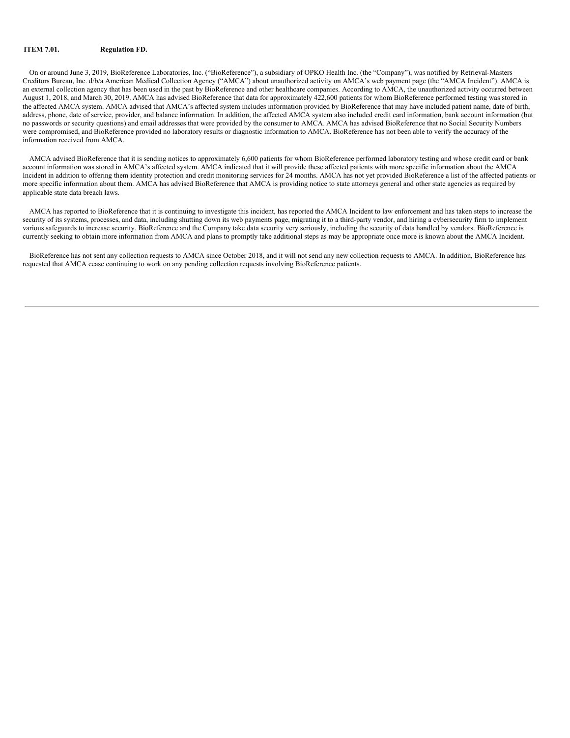**ITEM 7.01. Regulation FD.**

On or around June 3, 2019, BioReference Laboratories, Inc. ("BioReference"), a subsidiary of OPKO Health Inc. (the "Company"), was notified by Retrieval-Masters Creditors Bureau, Inc. d/b/a American Medical Collection Agency ("AMCA") about unauthorized activity on AMCA's web payment page (the "AMCA Incident"). AMCA is an external collection agency that has been used in the past by BioReference and other healthcare companies. According to AMCA, the unauthorized activity occurred between August 1, 2018, and March 30, 2019. AMCA has advised BioReference that data for approximately 422,600 patients for whom BioReference performed testing was stored in the affected AMCA system. AMCA advised that AMCA's affected system includes information provided by BioReference that may have included patient name, date of birth, address, phone, date of service, provider, and balance information. In addition, the affected AMCA system also included credit card information, bank account information (but no passwords or security questions) and email addresses that were provided by the consumer to AMCA. AMCA has advised BioReference that no Social Security Numbers were compromised, and BioReference provided no laboratory results or diagnostic information to AMCA. BioReference has not been able to verify the accuracy of the information received from AMCA.

AMCA advised BioReference that it is sending notices to approximately 6,600 patients for whom BioReference performed laboratory testing and whose credit card or bank account information was stored in AMCA's affected system. AMCA indicated that it will provide these affected patients with more specific information about the AMCA Incident in addition to offering them identity protection and credit monitoring services for 24 months. AMCA has not yet provided BioReference a list of the affected patients or more specific information about them. AMCA has advised BioReference that AMCA is providing notice to state attorneys general and other state agencies as required by applicable state data breach laws.

AMCA has reported to BioReference that it is continuing to investigate this incident, has reported the AMCA Incident to law enforcement and has taken steps to increase the security of its systems, processes, and data, including shutting down its web payments page, migrating it to a third-party vendor, and hiring a cybersecurity firm to implement various safeguards to increase security. BioReference and the Company take data security very seriously, including the security of data handled by vendors. BioReference is currently seeking to obtain more information from AMCA and plans to promptly take additional steps as may be appropriate once more is known about the AMCA Incident.

BioReference has not sent any collection requests to AMCA since October 2018, and it will not send any new collection requests to AMCA. In addition, BioReference has requested that AMCA cease continuing to work on any pending collection requests involving BioReference patients.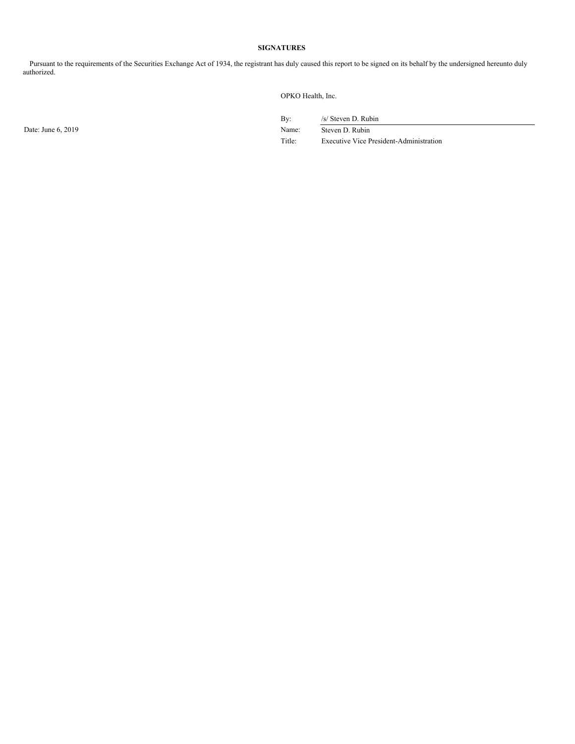**SIGNATURES**

Pursuant to the requirements of the Securities Exchange Act of 1934, the registrant has duly caused this report to be signed on its behalf by the undersigned hereunto duly authorized.

OPKO Health, Inc.

| | | |
|---|---|---|
| | By: | /s/ Steven D. Rubin |
| Date: June 6, 2019 | Name: | Steven D. Rubin |
| | Title: | Executive Vice President-Administration |